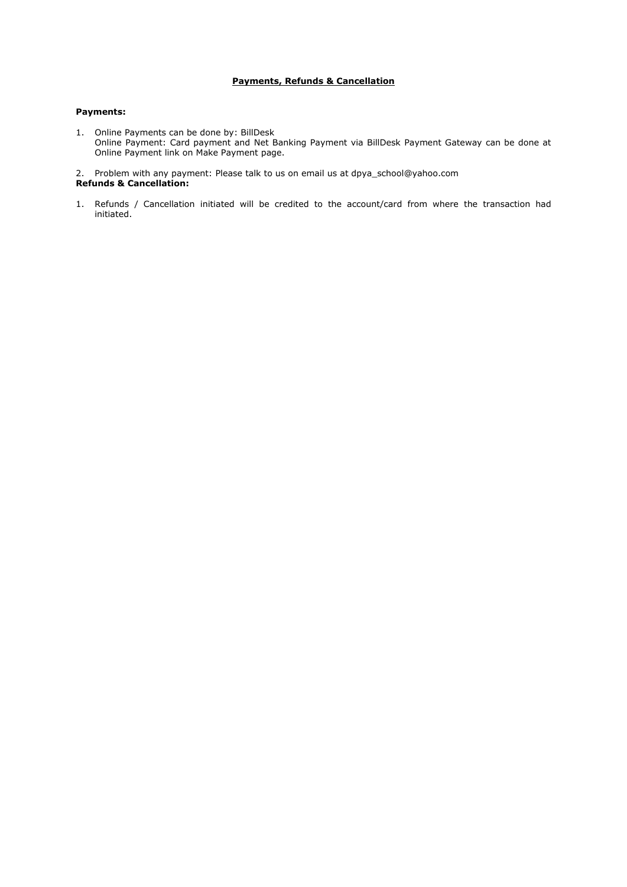# Payments, Refunds & Cancellation

**Payments:**

1. Online Payments can be done by: BillDesk
   Online Payment: Card payment and Net Banking Payment via BillDesk Payment Gateway can be done at Online Payment link on Make Payment page.

2. Problem with any payment: Please talk to us on email us at dpya_school@yahoo.com

**Refunds & Cancellation:**

1. Refunds / Cancellation initiated will be credited to the account/card from where the transaction had initiated.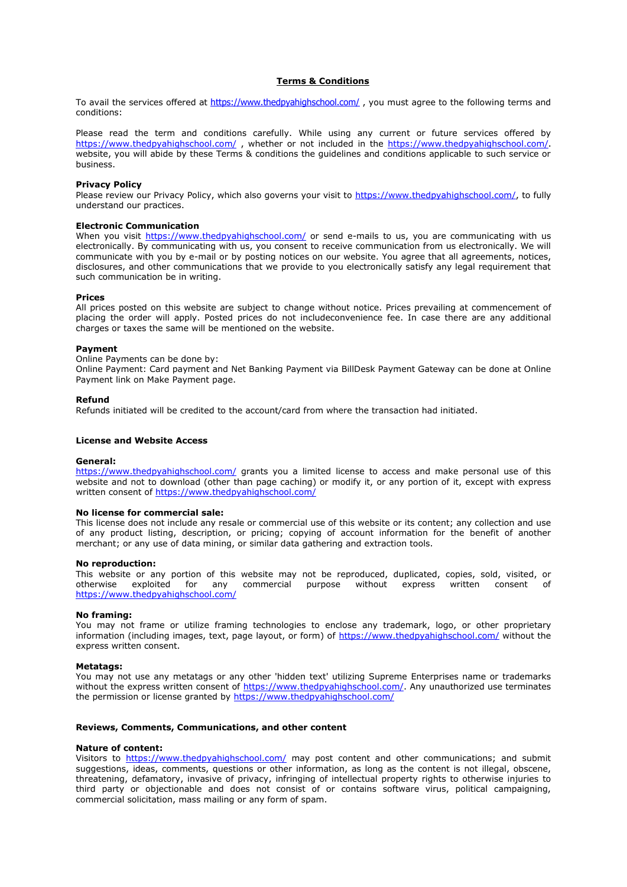# Terms & Conditions

To avail the services offered at https://www.thedpyahighschool.com/ , you must agree to the following terms and conditions:

Please read the term and conditions carefully. While using any current or future services offered by https://www.thedpyahighschool.com/ , whether or not included in the https://www.thedpyahighschool.com/. website, you will abide by these Terms & conditions the guidelines and conditions applicable to such service or business.

**Privacy Policy**

Please review our Privacy Policy, which also governs your visit to https://www.thedpyahighschool.com/, to fully understand our practices.

**Electronic Communication**

When you visit https://www.thedpyahighschool.com/ or send e-mails to us, you are communicating with us electronically. By communicating with us, you consent to receive communication from us electronically. We will communicate with you by e-mail or by posting notices on our website. You agree that all agreements, notices, disclosures, and other communications that we provide to you electronically satisfy any legal requirement that such communication be in writing.

**Prices**

All prices posted on this website are subject to change without notice. Prices prevailing at commencement of placing the order will apply. Posted prices do not includeconvenience fee. In case there are any additional charges or taxes the same will be mentioned on the website.

**Payment**

Online Payments can be done by:
Online Payment: Card payment and Net Banking Payment via BillDesk Payment Gateway can be done at Online Payment link on Make Payment page.

**Refund**

Refunds initiated will be credited to the account/card from where the transaction had initiated.

**License and Website Access**

**General:**

https://www.thedpyahighschool.com/ grants you a limited license to access and make personal use of this website and not to download (other than page caching) or modify it, or any portion of it, except with express written consent of https://www.thedpyahighschool.com/

**No license for commercial sale:**

This license does not include any resale or commercial use of this website or its content; any collection and use of any product listing, description, or pricing; copying of account information for the benefit of another merchant; or any use of data mining, or similar data gathering and extraction tools.

**No reproduction:**

This website or any portion of this website may not be reproduced, duplicated, copies, sold, visited, or otherwise exploited for any commercial purpose without express written consent of https://www.thedpyahighschool.com/

**No framing:**

You may not frame or utilize framing technologies to enclose any trademark, logo, or other proprietary information (including images, text, page layout, or form) of https://www.thedpyahighschool.com/ without the express written consent.

**Metatags:**

You may not use any metatags or any other 'hidden text' utilizing Supreme Enterprises name or trademarks without the express written consent of https://www.thedpyahighschool.com/. Any unauthorized use terminates the permission or license granted by https://www.thedpyahighschool.com/

**Reviews, Comments, Communications, and other content**

**Nature of content:**

Visitors to https://www.thedpyahighschool.com/ may post content and other communications; and submit suggestions, ideas, comments, questions or other information, as long as the content is not illegal, obscene, threatening, defamatory, invasive of privacy, infringing of intellectual property rights to otherwise injuries to third party or objectionable and does not consist of or contains software virus, political campaigning, commercial solicitation, mass mailing or any form of spam.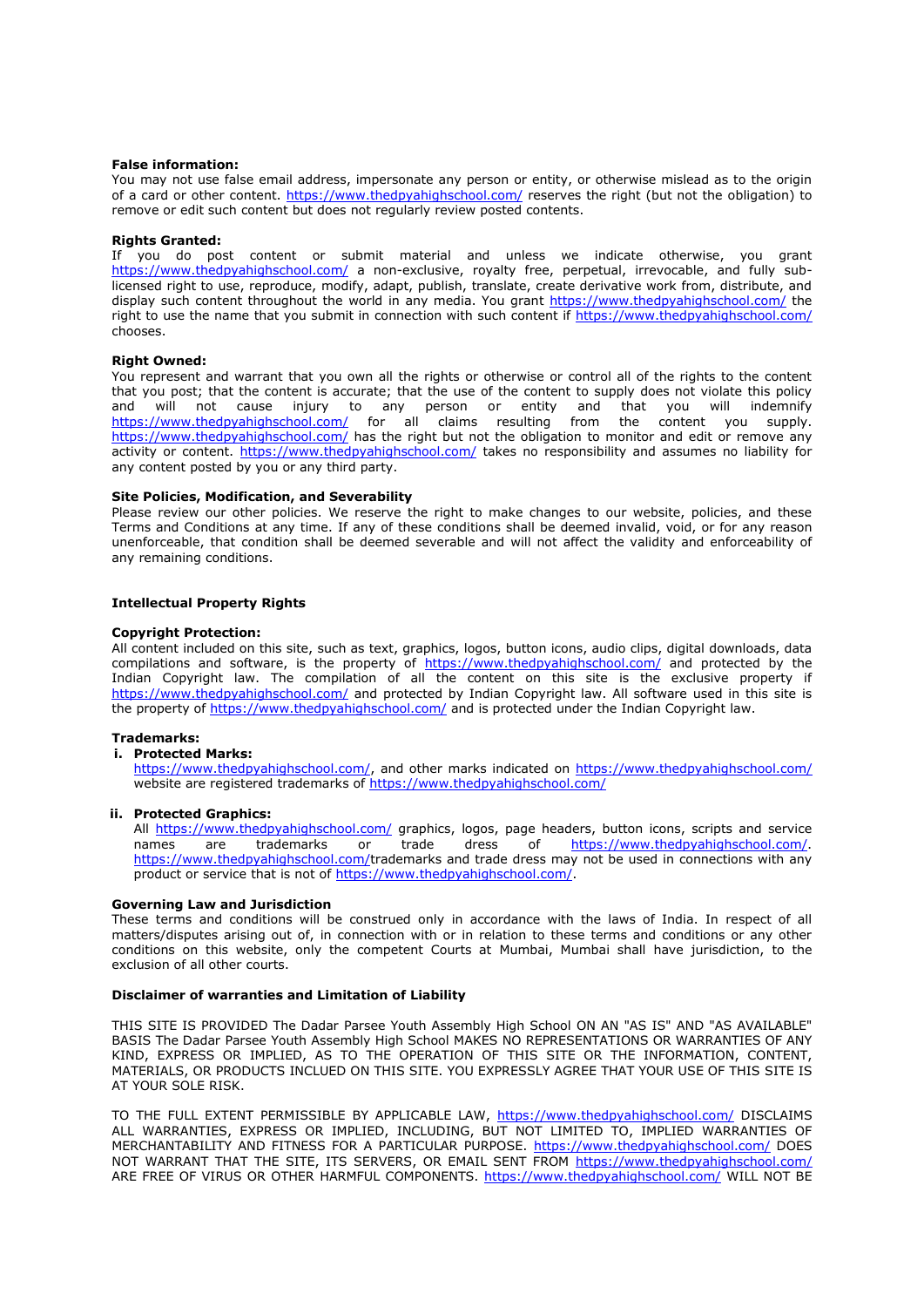**False information:**
You may not use false email address, impersonate any person or entity, or otherwise mislead as to the origin of a card or other content. https://www.thedpyahighschool.com/ reserves the right (but not the obligation) to remove or edit such content but does not regularly review posted contents.

**Rights Granted:**
If you do post content or submit material and unless we indicate otherwise, you grant https://www.thedpyahighschool.com/ a non-exclusive, royalty free, perpetual, irrevocable, and fully sub-licensed right to use, reproduce, modify, adapt, publish, translate, create derivative work from, distribute, and display such content throughout the world in any media. You grant https://www.thedpyahighschool.com/ the right to use the name that you submit in connection with such content if https://www.thedpyahighschool.com/ chooses.

**Right Owned:**
You represent and warrant that you own all the rights or otherwise or control all of the rights to the content that you post; that the content is accurate; that the use of the content to supply does not violate this policy and will not cause injury to any person or entity and that you will indemnify https://www.thedpyahighschool.com/ for all claims resulting from the content you supply. https://www.thedpyahighschool.com/ has the right but not the obligation to monitor and edit or remove any activity or content. https://www.thedpyahighschool.com/ takes no responsibility and assumes no liability for any content posted by you or any third party.

**Site Policies, Modification, and Severability**
Please review our other policies. We reserve the right to make changes to our website, policies, and these Terms and Conditions at any time. If any of these conditions shall be deemed invalid, void, or for any reason unenforceable, that condition shall be deemed severable and will not affect the validity and enforceability of any remaining conditions.

**Intellectual Property Rights**

**Copyright Protection:**
All content included on this site, such as text, graphics, logos, button icons, audio clips, digital downloads, data compilations and software, is the property of https://www.thedpyahighschool.com/ and protected by the Indian Copyright law. The compilation of all the content on this site is the exclusive property if https://www.thedpyahighschool.com/ and protected by Indian Copyright law. All software used in this site is the property of https://www.thedpyahighschool.com/ and is protected under the Indian Copyright law.

**Trademarks:**

i. **Protected Marks:**
   https://www.thedpyahighschool.com/, and other marks indicated on https://www.thedpyahighschool.com/ website are registered trademarks of https://www.thedpyahighschool.com/

ii. **Protected Graphics:**
   All https://www.thedpyahighschool.com/ graphics, logos, page headers, button icons, scripts and service names are trademarks or trade dress of https://www.thedpyahighschool.com/. https://www.thedpyahighschool.com/trademarks and trade dress may not be used in connections with any product or service that is not of https://www.thedpyahighschool.com/.

**Governing Law and Jurisdiction**
These terms and conditions will be construed only in accordance with the laws of India. In respect of all matters/disputes arising out of, in connection with or in relation to these terms and conditions or any other conditions on this website, only the competent Courts at Mumbai, Mumbai shall have jurisdiction, to the exclusion of all other courts.

**Disclaimer of warranties and Limitation of Liability**

THIS SITE IS PROVIDED The Dadar Parsee Youth Assembly High School ON AN "AS IS" AND "AS AVAILABLE" BASIS The Dadar Parsee Youth Assembly High School MAKES NO REPRESENTATIONS OR WARRANTIES OF ANY KIND, EXPRESS OR IMPLIED, AS TO THE OPERATION OF THIS SITE OR THE INFORMATION, CONTENT, MATERIALS, OR PRODUCTS INCLUED ON THIS SITE. YOU EXPRESSLY AGREE THAT YOUR USE OF THIS SITE IS AT YOUR SOLE RISK.

TO THE FULL EXTENT PERMISSIBLE BY APPLICABLE LAW, https://www.thedpyahighschool.com/ DISCLAIMS ALL WARRANTIES, EXPRESS OR IMPLIED, INCLUDING, BUT NOT LIMITED TO, IMPLIED WARRANTIES OF MERCHANTABILITY AND FITNESS FOR A PARTICULAR PURPOSE. https://www.thedpyahighschool.com/ DOES NOT WARRANT THAT THE SITE, ITS SERVERS, OR EMAIL SENT FROM https://www.thedpyahighschool.com/ ARE FREE OF VIRUS OR OTHER HARMFUL COMPONENTS. https://www.thedpyahighschool.com/ WILL NOT BE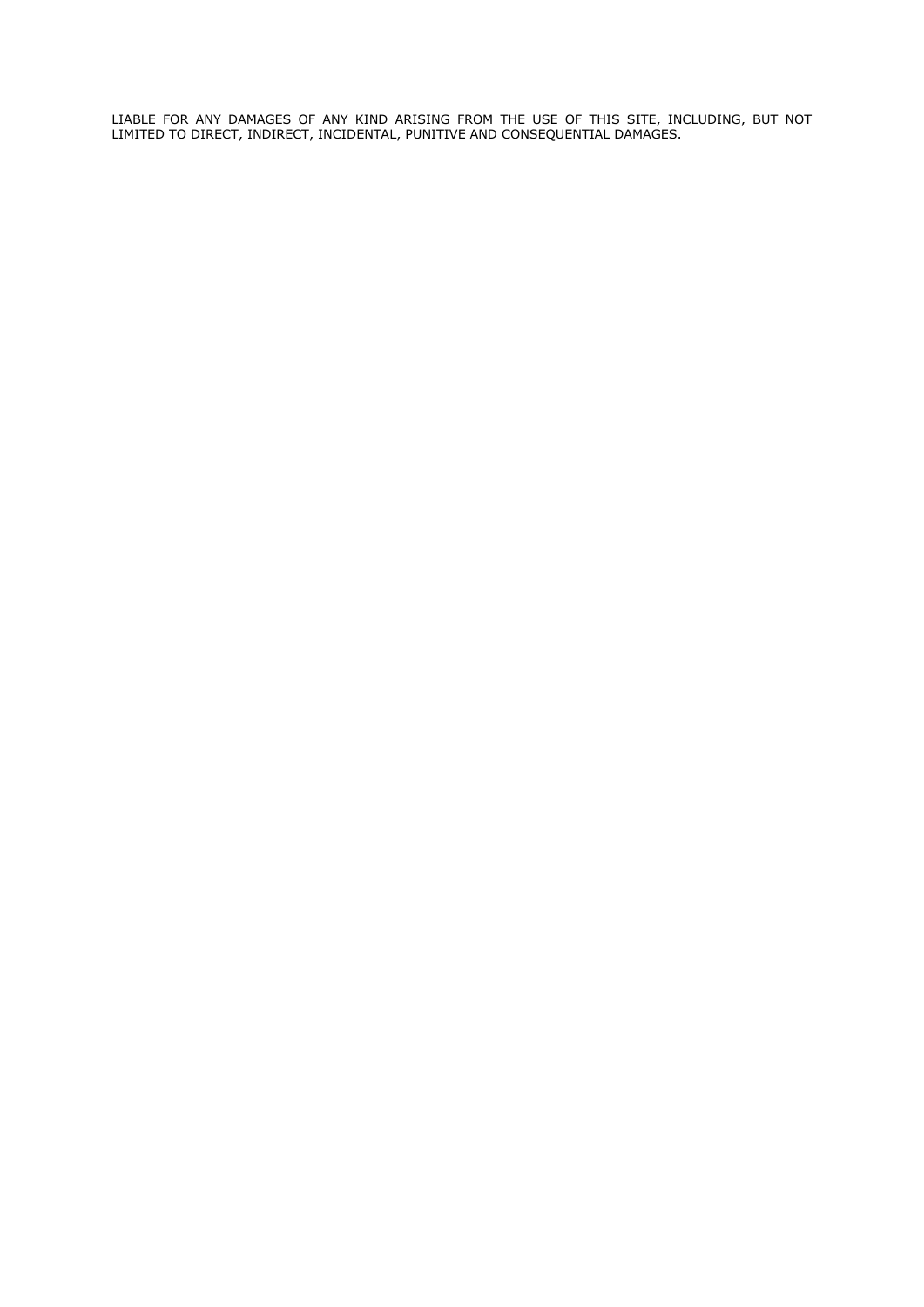LIABLE FOR ANY DAMAGES OF ANY KIND ARISING FROM THE USE OF THIS SITE, INCLUDING, BUT NOT LIMITED TO DIRECT, INDIRECT, INCIDENTAL, PUNITIVE AND CONSEQUENTIAL DAMAGES.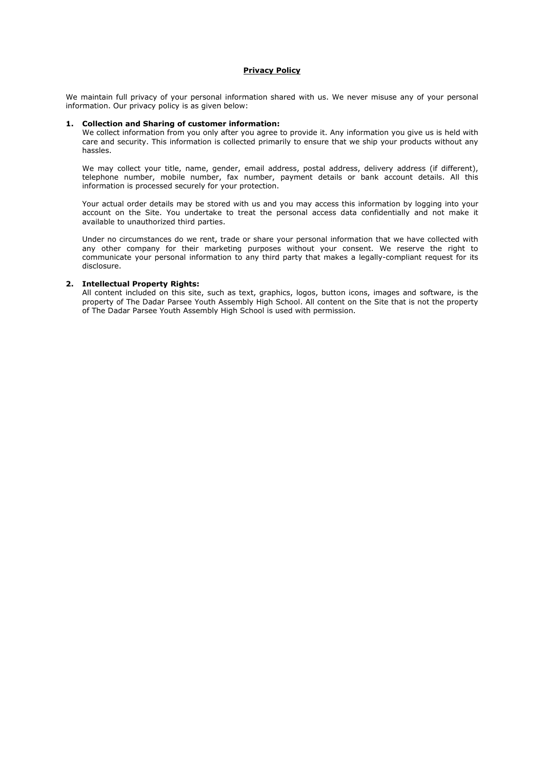**Privacy Policy**

We maintain full privacy of your personal information shared with us. We never misuse any of your personal information. Our privacy policy is as given below:

1. **Collection and Sharing of customer information:**
   We collect information from you only after you agree to provide it. Any information you give us is held with care and security. This information is collected primarily to ensure that we ship your products without any hassles.

   We may collect your title, name, gender, email address, postal address, delivery address (if different), telephone number, mobile number, fax number, payment details or bank account details. All this information is processed securely for your protection.

   Your actual order details may be stored with us and you may access this information by logging into your account on the Site. You undertake to treat the personal access data confidentially and not make it available to unauthorized third parties.

   Under no circumstances do we rent, trade or share your personal information that we have collected with any other company for their marketing purposes without your consent. We reserve the right to communicate your personal information to any third party that makes a legally-compliant request for its disclosure.

2. **Intellectual Property Rights:**
   All content included on this site, such as text, graphics, logos, button icons, images and software, is the property of The Dadar Parsee Youth Assembly High School. All content on the Site that is not the property of The Dadar Parsee Youth Assembly High School is used with permission.